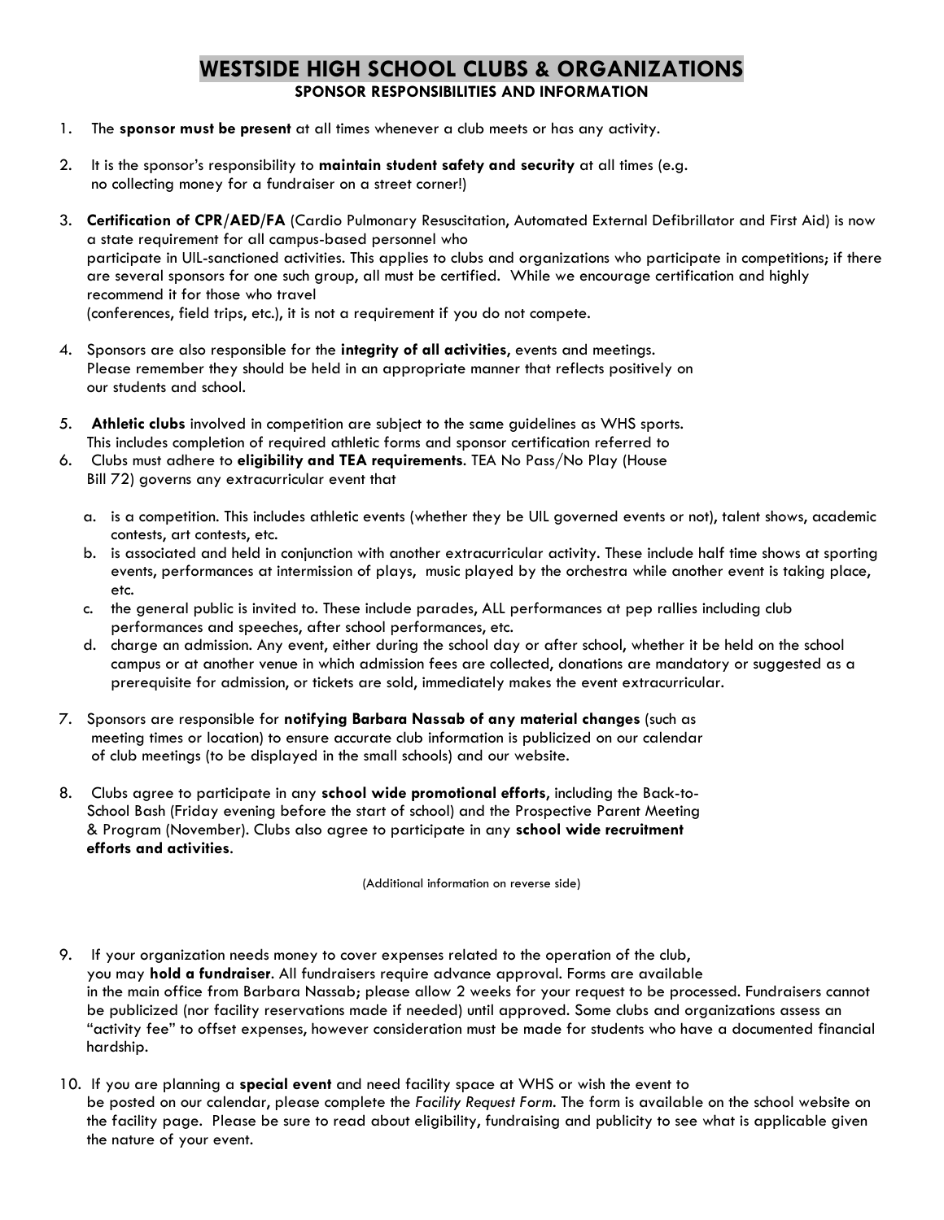# WESTSIDE HIGH SCHOOL CLUBS & ORGANIZATIONS

## SPONSOR RESPONSIBILITIES AND INFORMATION

1. The **sponsor must be present** at all times whenever a club meets or has any activity.

2. It is the sponsor's responsibility to **maintain student safety and security** at all times (e.g. no collecting money for a fundraiser on a street corner!)

3. **Certification of CPR/AED/FA** (Cardio Pulmonary Resuscitation, Automated External Defibrillator and First Aid) is now a state requirement for all campus-based personnel who participate in UIL-sanctioned activities. This applies to clubs and organizations who participate in competitions; if there are several sponsors for one such group, all must be certified. While we encourage certification and highly recommend it for those who travel (conferences, field trips, etc.), it is not a requirement if you do not compete.

4. Sponsors are also responsible for the **integrity of all activities**, events and meetings. Please remember they should be held in an appropriate manner that reflects positively on our students and school.

5. **Athletic clubs** involved in competition are subject to the same guidelines as WHS sports. This includes completion of required athletic forms and sponsor certification referred to

6. Clubs must adhere to **eligibility and TEA requirements**. TEA No Pass/No Play (House Bill 72) governs any extracurricular event that

   a. is a competition. This includes athletic events (whether they be UIL governed events or not), talent shows, academic contests, art contests, etc.
   b. is associated and held in conjunction with another extracurricular activity. These include half time shows at sporting events, performances at intermission of plays, music played by the orchestra while another event is taking place, etc.
   c. the general public is invited to. These include parades, ALL performances at pep rallies including club performances and speeches, after school performances, etc.
   d. charge an admission. Any event, either during the school day or after school, whether it be held on the school campus or at another venue in which admission fees are collected, donations are mandatory or suggested as a prerequisite for admission, or tickets are sold, immediately makes the event extracurricular.

7. Sponsors are responsible for **notifying Barbara Nassab of any material changes** (such as meeting times or location) to ensure accurate club information is publicized on our calendar of club meetings (to be displayed in the small schools) and our website.

8. Clubs agree to participate in any **school wide promotional efforts,** including the Back-to-School Bash (Friday evening before the start of school) and the Prospective Parent Meeting & Program (November). Clubs also agree to participate in any **school wide recruitment efforts and activities**.

(Additional information on reverse side)

9. If your organization needs money to cover expenses related to the operation of the club, you may **hold a fundraiser**. All fundraisers require advance approval. Forms are available in the main office from Barbara Nassab; please allow 2 weeks for your request to be processed. Fundraisers cannot be publicized (nor facility reservations made if needed) until approved. Some clubs and organizations assess an "activity fee" to offset expenses, however consideration must be made for students who have a documented financial hardship.

10. If you are planning a **special event** and need facility space at WHS or wish the event to be posted on our calendar, please complete the *Facility Request Form*. The form is available on the school website on the facility page. Please be sure to read about eligibility, fundraising and publicity to see what is applicable given the nature of your event.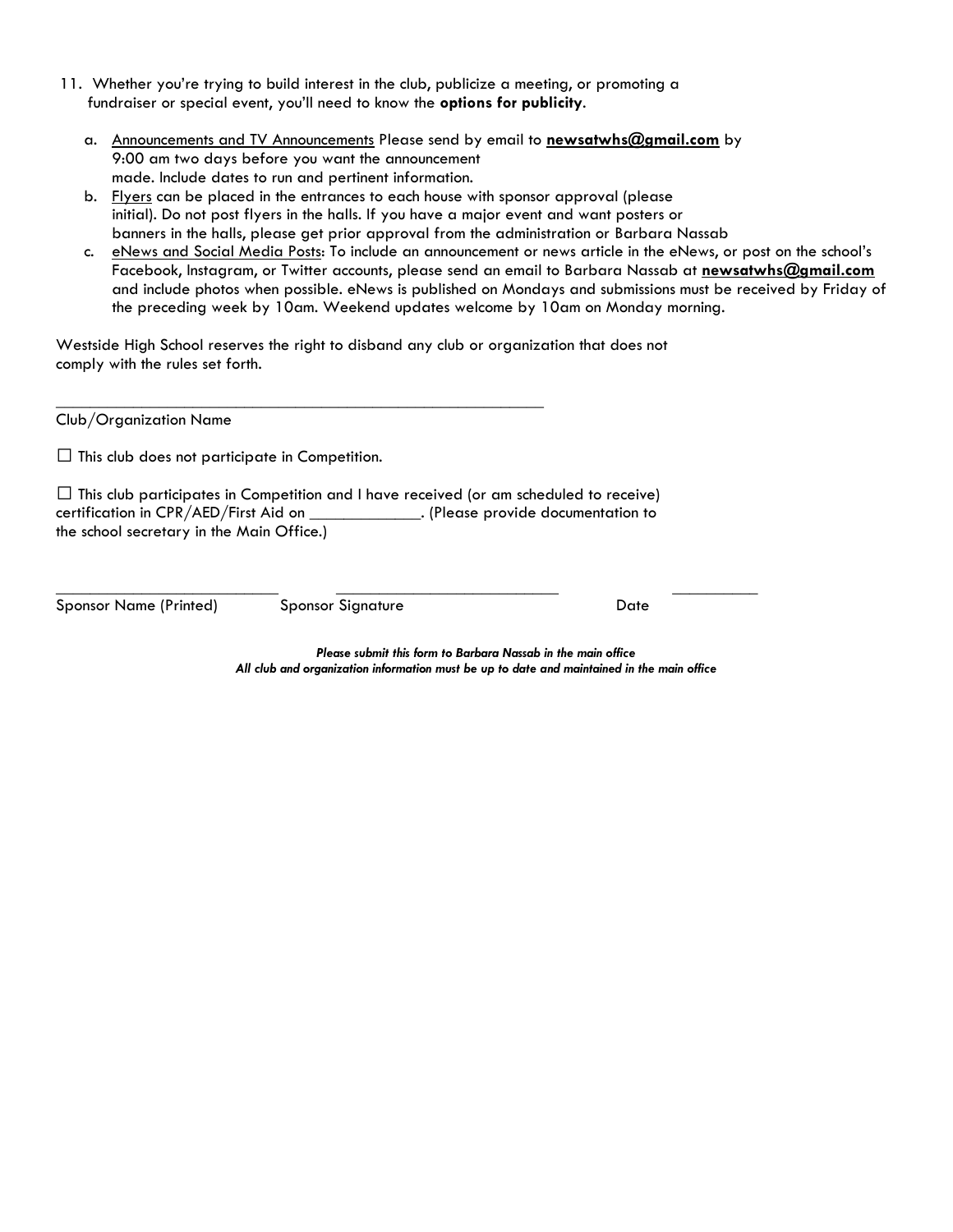11. Whether you're trying to build interest in the club, publicize a meeting, or promoting a fundraiser or special event, you'll need to know the **options for publicity**.

    a. <u>Announcements and TV Announcements</u> Please send by email to **newsatwhs@gmail.com** by 9:00 am two days before you want the announcement made. Include dates to run and pertinent information.
    
    b. <u>Flyers</u> can be placed in the entrances to each house with sponsor approval (please initial). Do not post flyers in the halls. If you have a major event and want posters or banners in the halls, please get prior approval from the administration or Barbara Nassab
    
    c. <u>eNews and Social Media Posts</u>: To include an announcement or news article in the eNews, or post on the school's Facebook, Instagram, or Twitter accounts, please send an email to Barbara Nassab at **newsatwhs@gmail.com** and include photos when possible. eNews is published on Mondays and submissions must be received by Friday of the preceding week by 10am. Weekend updates welcome by 10am on Monday morning.

Westside High School reserves the right to disband any club or organization that does not comply with the rules set forth.

\_\_\_\_\_\_\_\_\_\_\_\_\_\_\_\_\_\_\_\_\_\_\_\_\_\_\_\_\_\_\_\_\_\_\_\_\_\_\_\_\_\_\_\_\_\_\_\_\_\_\_\_\_\_\_\_

Club/Organization Name

☐ This club does not participate in Competition.

☐ This club participates in Competition and I have received (or am scheduled to receive) certification in CPR/AED/First Aid on \_\_\_\_\_\_\_\_\_\_\_\_\_. (Please provide documentation to the school secretary in the Main Office.)

\_\_\_\_\_\_\_\_\_\_\_\_\_\_\_\_\_\_\_\_\_\_\_\_\_\_\_ \_\_\_\_\_\_\_\_\_\_\_\_\_\_\_\_\_\_\_\_\_\_\_\_\_\_\_ \_\_\_\_\_\_\_\_\_\_

Sponsor Name (Printed) Sponsor Signature Date

***Please submit this form to Barbara Nassab in the main office***

***All club and organization information must be up to date and maintained in the main office***